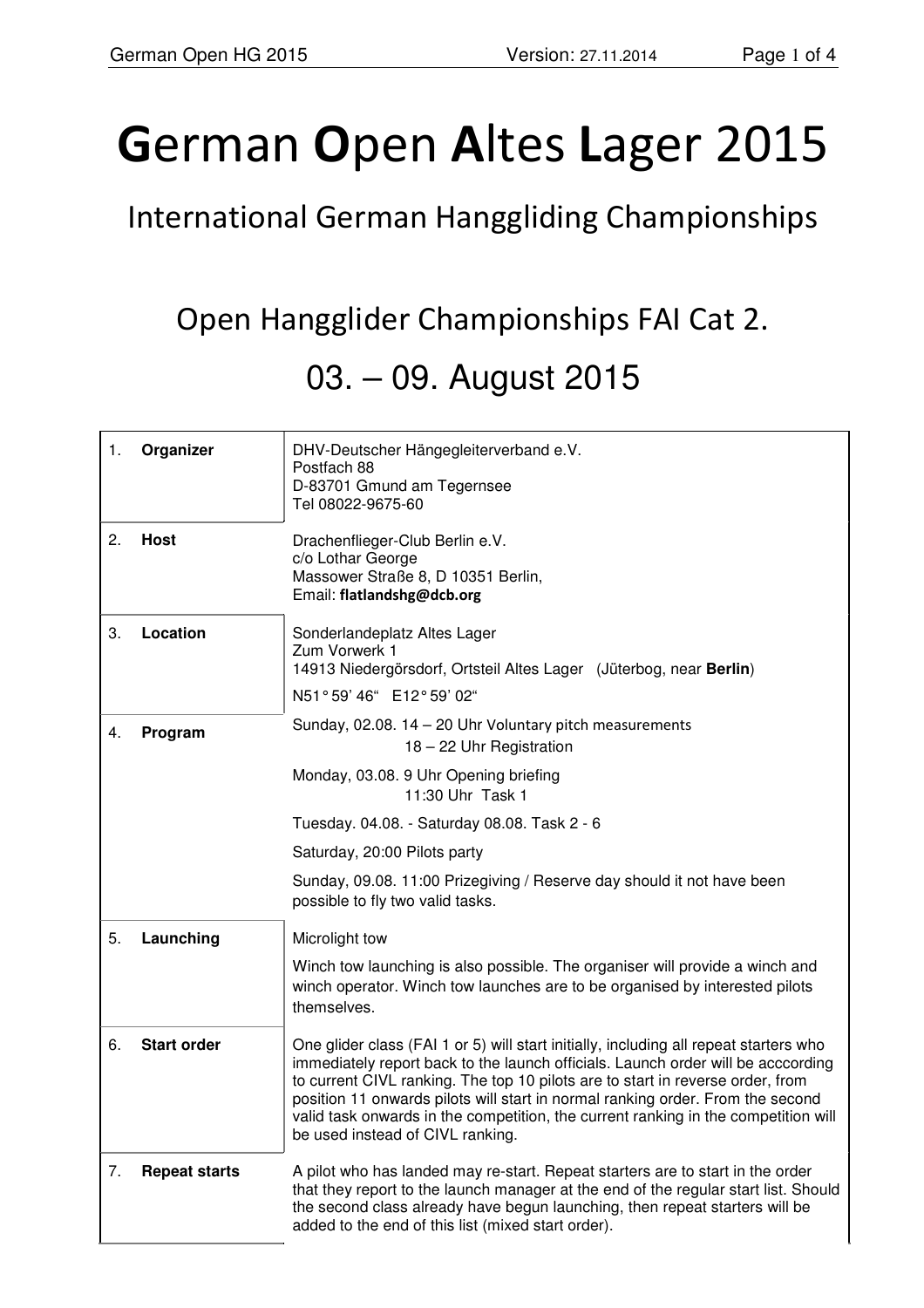# **G**erman **O**pen **A**ltes **L**ager 2015

## International German Hanggliding Championships

## Open Hangglider Championships FAI Cat 2.

## 03. – 09. August 2015

| | |
|---|---|
| 1. **Organizer** | DHV-Deutscher Hängegleiterverband e.V.<br>Postfach 88<br>D-83701 Gmund am Tegernsee<br>Tel 08022-9675-60 |
| 2. **Host** | Drachenflieger-Club Berlin e.V.<br>c/o Lothar George<br>Massower Straße 8, D 10351 Berlin,<br>Email: **flatlandshg@dcb.org** |
| 3. **Location** | Sonderlandeplatz Altes Lager<br>Zum Vorwerk 1<br>14913 Niedergörsdorf, Ortsteil Altes Lager (Jüterbog, near **Berlin**)<br>N51° 59' 46" E12° 59' 02" |
| 4. **Program** | Sunday, 02.08. 14 – 20 Uhr Voluntary pitch measurements<br>18 – 22 Uhr Registration<br>Monday, 03.08. 9 Uhr Opening briefing<br>11:30 Uhr Task 1<br>Tuesday. 04.08. - Saturday 08.08. Task 2 - 6<br>Saturday, 20:00 Pilots party<br>Sunday, 09.08. 11:00 Prizegiving / Reserve day should it not have been possible to fly two valid tasks. |
| 5. **Launching** | Microlight tow<br>Winch tow launching is also possible. The organiser will provide a winch and winch operator. Winch tow launches are to be organised by interested pilots themselves. |
| 6. **Start order** | One glider class (FAI 1 or 5) will start initially, including all repeat starters who immediately report back to the launch officials. Launch order will be acccording to current CIVL ranking. The top 10 pilots are to start in reverse order, from position 11 onwards pilots will start in normal ranking order. From the second valid task onwards in the competition, the current ranking in the competition will be used instead of CIVL ranking. |
| 7. **Repeat starts** | A pilot who has landed may re-start. Repeat starters are to start in the order that they report to the launch manager at the end of the regular start list. Should the second class already have begun launching, then repeat starters will be added to the end of this list (mixed start order). |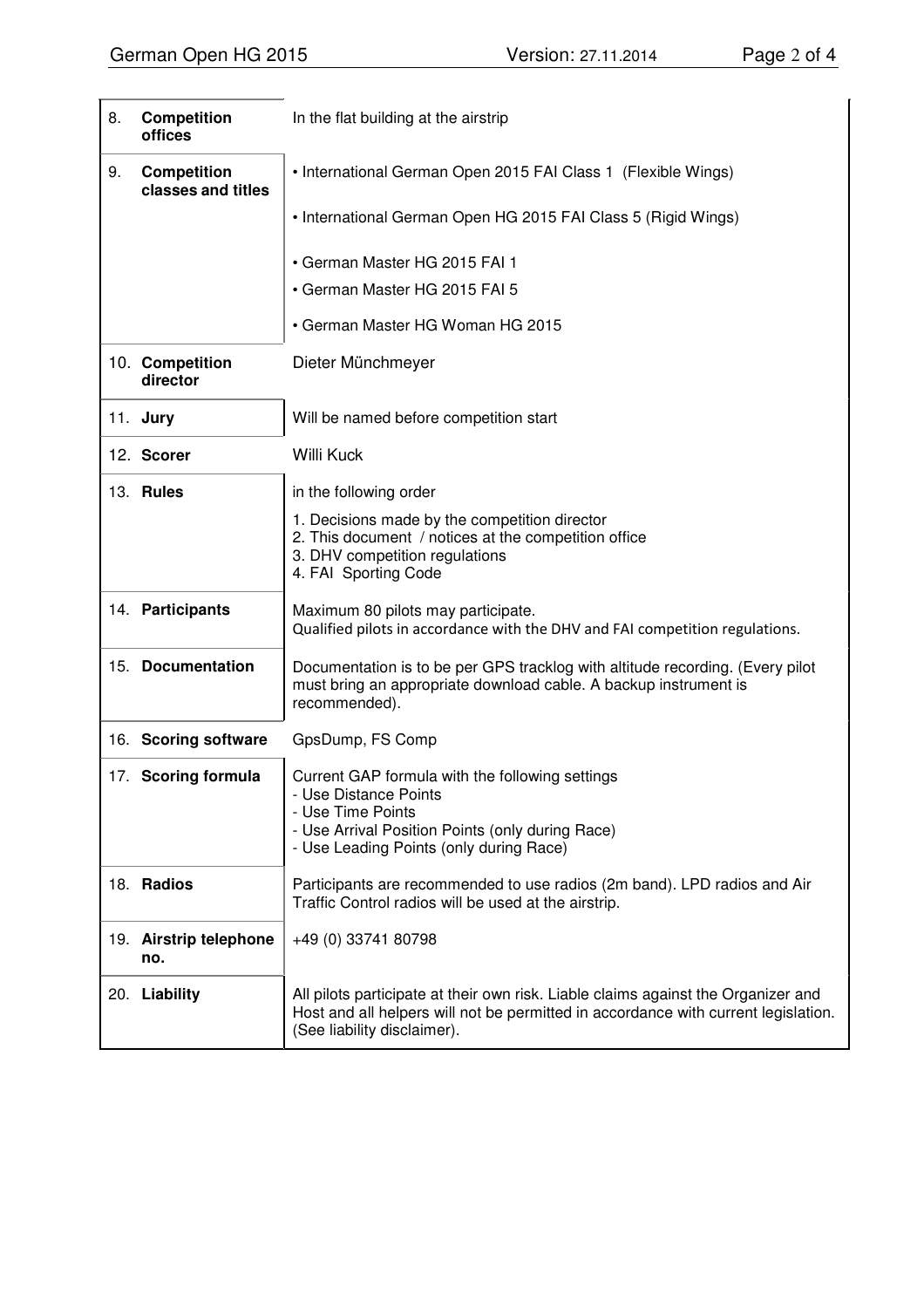| | | |
|---|---|---|
| 8. | **Competition offices** | In the flat building at the airstrip |
| 9. | **Competition classes and titles** | • International German Open 2015 FAI Class 1 (Flexible Wings)<br>• International German Open HG 2015 FAI Class 5 (Rigid Wings)<br>• German Master HG 2015 FAI 1<br>• German Master HG 2015 FAI 5<br>• German Master HG Woman HG 2015 |
| 10. | **Competition director** | Dieter Münchmeyer |
| 11. | **Jury** | Will be named before competition start |
| 12. | **Scorer** | Willi Kuck |
| 13. | **Rules** | in the following order<br>1. Decisions made by the competition director<br>2. This document / notices at the competition office<br>3. DHV competition regulations<br>4. FAI Sporting Code |
| 14. | **Participants** | Maximum 80 pilots may participate.<br>Qualified pilots in accordance with the DHV and FAI competition regulations. |
| 15. | **Documentation** | Documentation is to be per GPS tracklog with altitude recording. (Every pilot must bring an appropriate download cable. A backup instrument is recommended). |
| 16. | **Scoring software** | GpsDump, FS Comp |
| 17. | **Scoring formula** | Current GAP formula with the following settings<br>- Use Distance Points<br>- Use Time Points<br>- Use Arrival Position Points (only during Race)<br>- Use Leading Points (only during Race) |
| 18. | **Radios** | Participants are recommended to use radios (2m band). LPD radios and Air Traffic Control radios will be used at the airstrip. |
| 19. | **Airstrip telephone no.** | +49 (0) 33741 80798 |
| 20. | **Liability** | All pilots participate at their own risk. Liable claims against the Organizer and Host and all helpers will not be permitted in accordance with current legislation. (See liability disclaimer). |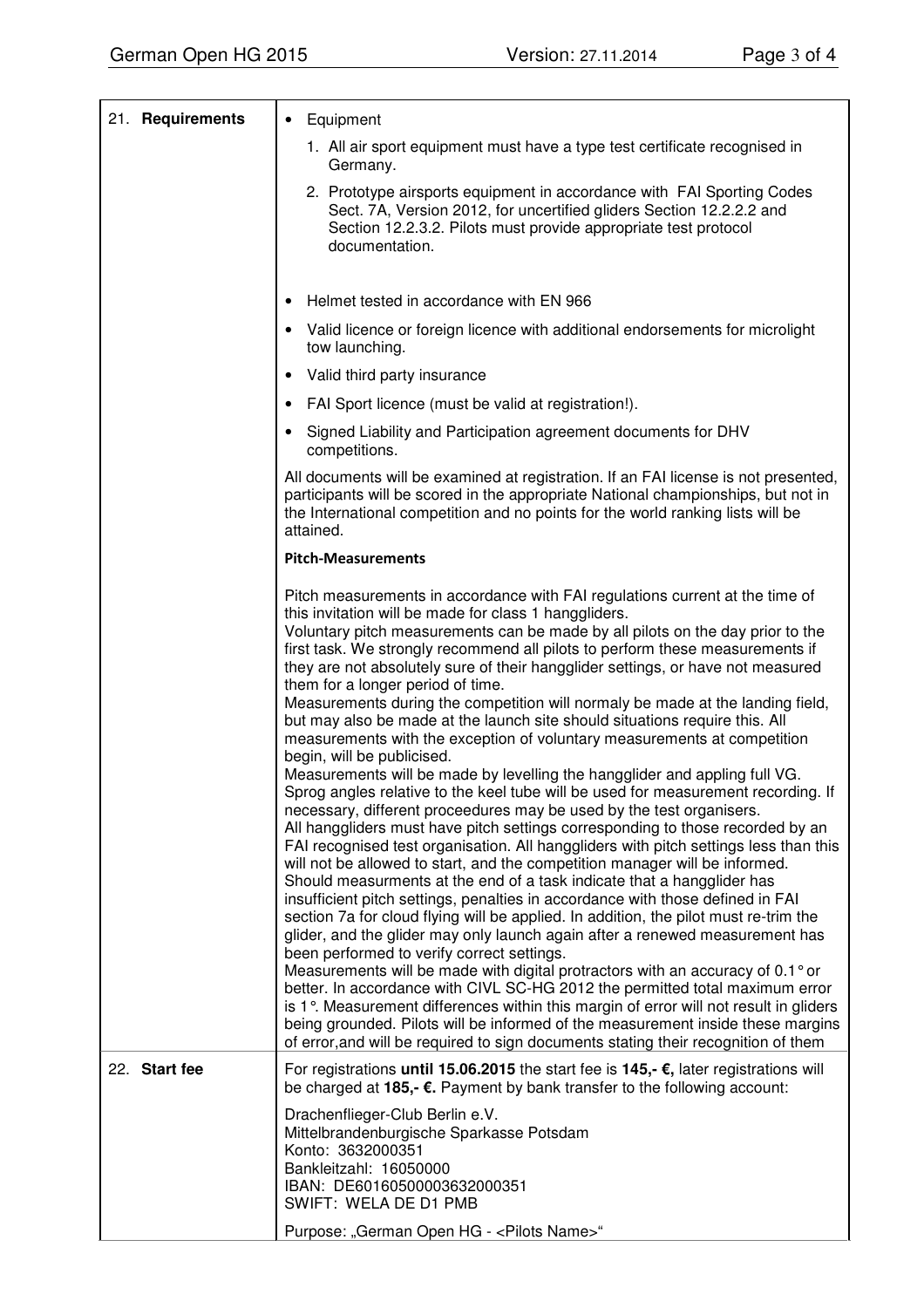| | |
|---|---|
| 21. **Requirements** | • Equipment<br>1. All air sport equipment must have a type test certificate recognised in Germany.<br>2. Prototype airsports equipment in accordance with FAI Sporting Codes Sect. 7A, Version 2012, for uncertified gliders Section 12.2.2.2 and Section 12.2.3.2. Pilots must provide appropriate test protocol documentation.<br><br>• Helmet tested in accordance with EN 966<br>• Valid licence or foreign licence with additional endorsements for microlight tow launching.<br>• Valid third party insurance<br>• FAI Sport licence (must be valid at registration!).<br>• Signed Liability and Participation agreement documents for DHV competitions.<br><br>All documents will be examined at registration. If an FAI license is not presented, participants will be scored in the appropriate National championships, but not in the International competition and no points for the world ranking lists will be attained.<br><br>**Pitch-Measurements**<br><br>Pitch measurements in accordance with FAI regulations current at the time of this invitation will be made for class 1 hanggliders.<br>Voluntary pitch measurements can be made by all pilots on the day prior to the first task. We strongly recommend all pilots to perform these measurements if they are not absolutely sure of their hangglider settings, or have not measured them for a longer period of time.<br>Measurements during the competition will normaly be made at the landing field, but may also be made at the launch site should situations require this. All measurements with the exception of voluntary measurements at competition begin, will be publicised.<br>Measurements will be made by levelling the hangglider and appling full VG. Sprog angles relative to the keel tube will be used for measurement recording. If necessary, different proceedures may be used by the test organisers.<br>All hanggliders must have pitch settings corresponding to those recorded by an FAI recognised test organisation. All hanggliders with pitch settings less than this will not be allowed to start, and the competition manager will be informed.<br>Should measurments at the end of a task indicate that a hangglider has insufficient pitch settings, penalties in accordance with those defined in FAI section 7a for cloud flying will be applied. In addition, the pilot must re-trim the glider, and the glider may only launch again after a renewed measurement has been performed to verify correct settings.<br>Measurements will be made with digital protractors with an accuracy of 0.1° or better. In accordance with CIVL SC-HG 2012 the permitted total maximum error is 1°. Measurement differences within this margin of error will not result in gliders being grounded. Pilots will be informed of the measurement inside these margins of error,and will be required to sign documents stating their recognition of them |
| 22. **Start fee** | For registrations **until 15.06.2015** the start fee is **145,- €,** later registrations will be charged at **185,- €.** Payment by bank transfer to the following account:<br><br>Drachenflieger-Club Berlin e.V.<br>Mittelbrandenburgische Sparkasse Potsdam<br>Konto: 3632000351<br>Bankleitzahl: 16050000<br>IBAN: DE60160500003632000351<br>SWIFT: WELA DE D1 PMB<br><br>Purpose: „German Open HG - <Pilots Name>" |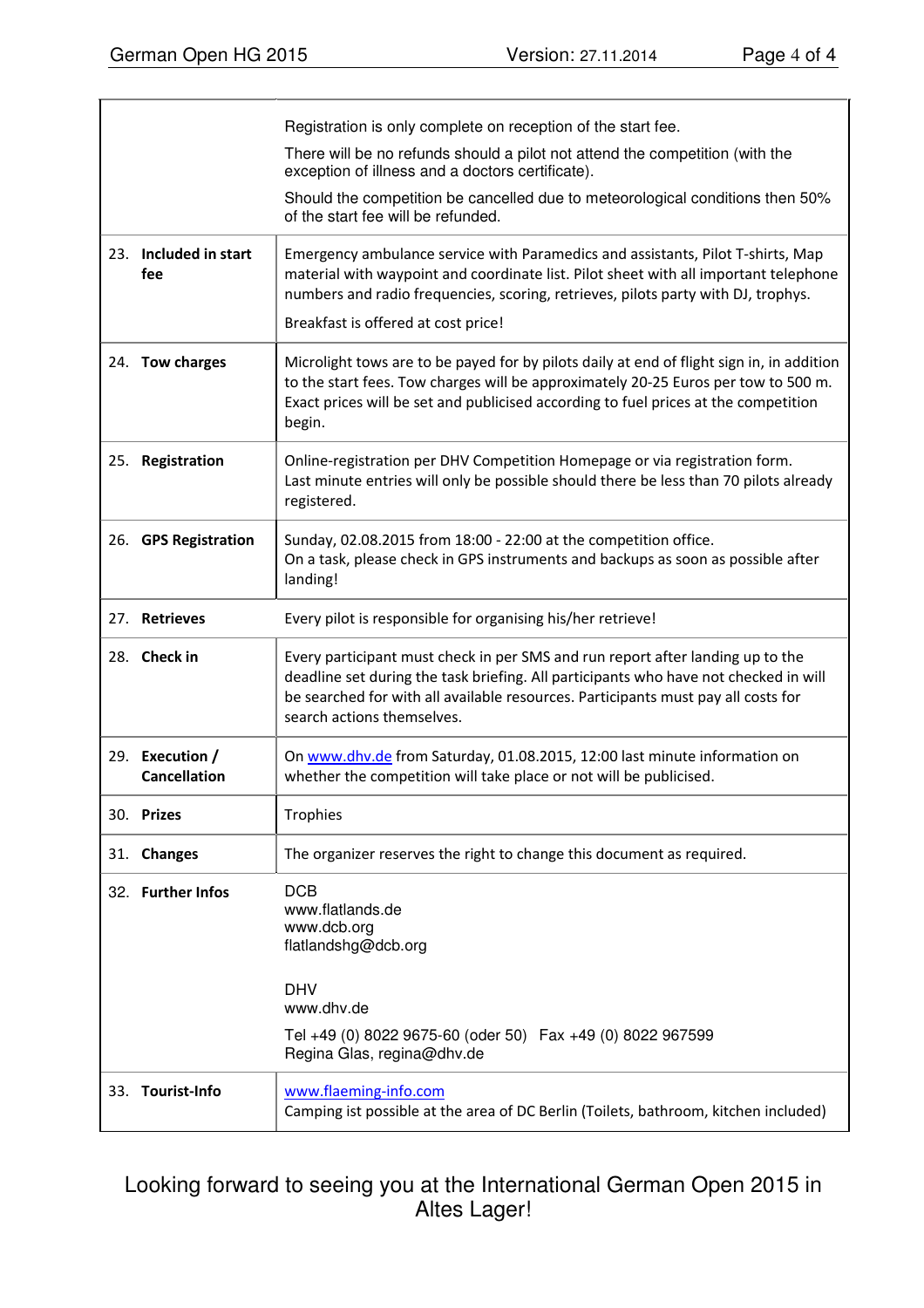| | |
|---|---|
| | Registration is only complete on reception of the start fee.<br>There will be no refunds should a pilot not attend the competition (with the exception of illness and a doctors certificate).<br>Should the competition be cancelled due to meteorological conditions then 50% of the start fee will be refunded. |
| 23. **Included in start fee** | Emergency ambulance service with Paramedics and assistants, Pilot T-shirts, Map material with waypoint and coordinate list. Pilot sheet with all important telephone numbers and radio frequencies, scoring, retrieves, pilots party with DJ, trophys.<br>Breakfast is offered at cost price! |
| 24. **Tow charges** | Microlight tows are to be payed for by pilots daily at end of flight sign in, in addition to the start fees. Tow charges will be approximately 20-25 Euros per tow to 500 m. Exact prices will be set and publicised according to fuel prices at the competition begin. |
| 25. **Registration** | Online-registration per DHV Competition Homepage or via registration form.<br>Last minute entries will only be possible should there be less than 70 pilots already registered. |
| 26. **GPS Registration** | Sunday, 02.08.2015 from 18:00 - 22:00 at the competition office.<br>On a task, please check in GPS instruments and backups as soon as possible after landing! |
| 27. **Retrieves** | Every pilot is responsible for organising his/her retrieve! |
| 28. **Check in** | Every participant must check in per SMS and run report after landing up to the deadline set during the task briefing. All participants who have not checked in will be searched for with all available resources. Participants must pay all costs for search actions themselves. |
| 29. **Execution / Cancellation** | On www.dhv.de from Saturday, 01.08.2015, 12:00 last minute information on whether the competition will take place or not will be publicised. |
| 30. **Prizes** | Trophies |
| 31. **Changes** | The organizer reserves the right to change this document as required. |
| 32. **Further Infos** | DCB<br>www.flatlands.de<br>www.dcb.org<br>flatlandshg@dcb.org<br><br>DHV<br>www.dhv.de<br>Tel +49 (0) 8022 9675-60 (oder 50)   Fax +49 (0) 8022 967599<br>Regina Glas, regina@dhv.de |
| 33. **Tourist-Info** | www.flaeming-info.com<br>Camping ist possible at the area of DC Berlin (Toilets, bathroom, kitchen included) |

Looking forward to seeing you at the International German Open 2015 in Altes Lager!